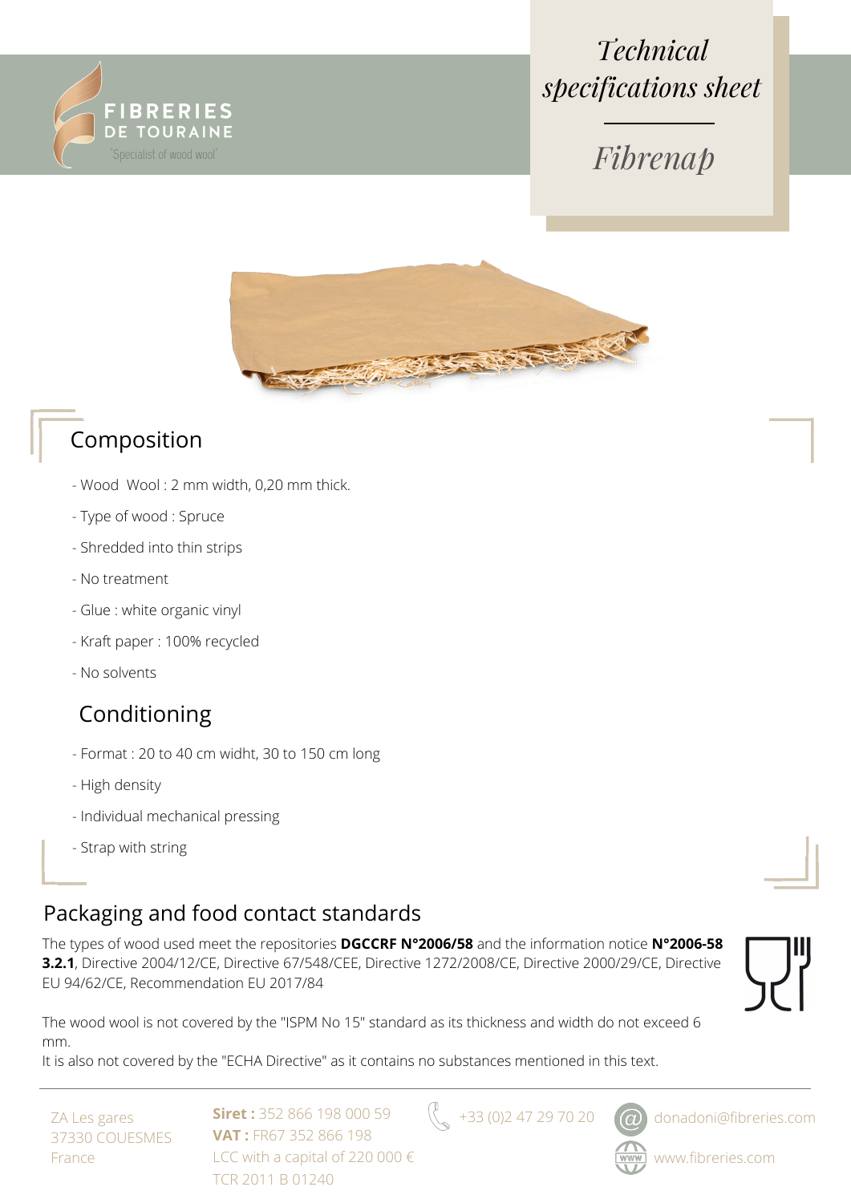FIBRERIES DE TOURAINE

"Specialist of wood wool"

# *Technical specifications sheet*

# *Fibrenap*

## Composition

- Wood Wool : 2 mm width, 0,20 mm thick.
- Type of wood : Spruce
- Shredded into thin strips
- No treatment
- Glue : white organic vinyl
- Kraft paper : 100% recycled
- No solvents

## Conditioning

- Format : 20 to 40 cm widht, 30 to 150 cm long
- High density
- Individual mechanical pressing
- Strap with string

## Packaging and food contact standards

The types of wood used meet the repositories **DGCCRF N°2006/58** and the information notice **N°2006-58 3.2.1**, Directive 2004/12/CE, Directive 67/548/CEE, Directive 1272/2008/CE, Directive 2000/29/CE, Directive EU 94/62/CE, Recommendation EU 2017/84

The wood wool is not covered by the "ISPM No 15" standard as its thickness and width do not exceed 6 mm.

It is also not covered by the "ECHA Directive" as it contains no substances mentioned in this text.

ZA Les gares
37330 COUESMES
France

**Siret :** 352 866 198 000 59
**VAT :** FR67 352 866 198
LCC with a capital of 220 000 €
TCR 2011 B 01240

+33 (0)2 47 29 70 20

donadoni@fibreries.com

www.fibreries.com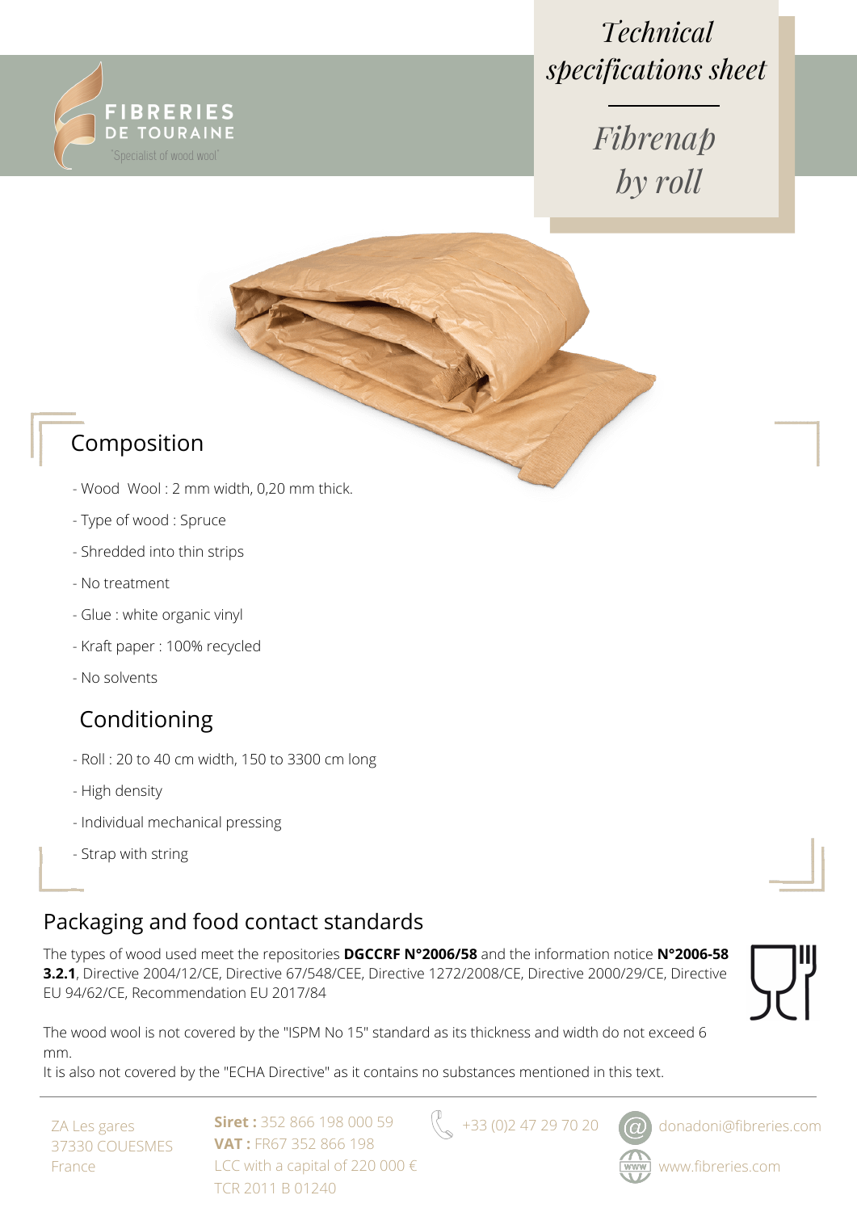FIBRERIES DE TOURAINE

"Specialist of wood wool"

# Technical specifications sheet

## *Fibrenap by roll*

## Composition

- Wood Wool : 2 mm width, 0,20 mm thick.
- Type of wood : Spruce
- Shredded into thin strips
- No treatment
- Glue : white organic vinyl
- Kraft paper : 100% recycled
- No solvents

## Conditioning

- Roll : 20 to 40 cm width, 150 to 3300 cm long
- High density
- Individual mechanical pressing
- Strap with string

## Packaging and food contact standards

The types of wood used meet the repositories **DGCCRF N°2006/58** and the information notice **N°2006-58 3.2.1**, Directive 2004/12/CE, Directive 67/548/CEE, Directive 1272/2008/CE, Directive 2000/29/CE, Directive EU 94/62/CE, Recommendation EU 2017/84

The wood wool is not covered by the "ISPM No 15" standard as its thickness and width do not exceed 6 mm.
It is also not covered by the "ECHA Directive" as it contains no substances mentioned in this text.

ZA Les gares
37330 COUESMES
France

**Siret :** 352 866 198 000 59
**VAT :** FR67 352 866 198
LCC with a capital of 220 000 €
TCR 2011 B 01240

+33 (0)2 47 29 70 20

donadoni@fibreries.com

www.fibreries.com